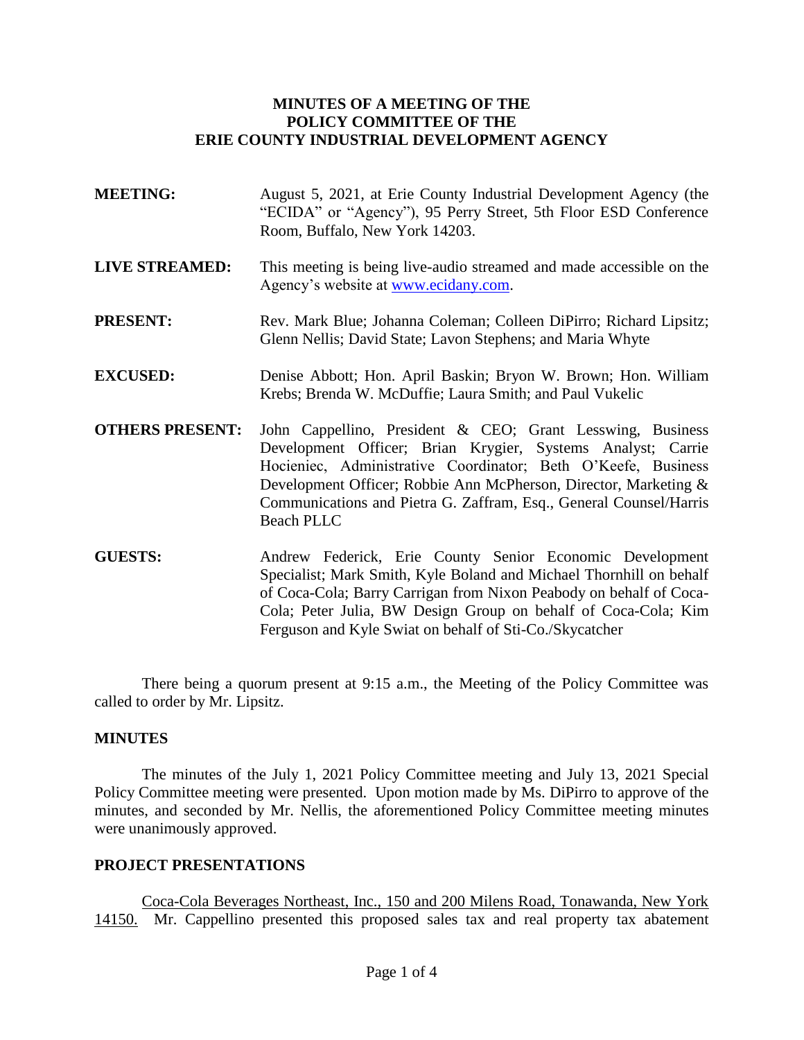# MINUTES OF A MEETING OF THE POLICY COMMITTEE OF THE ERIE COUNTY INDUSTRIAL DEVELOPMENT AGENCY

**MEETING:** August 5, 2021, at Erie County Industrial Development Agency (the "ECIDA" or "Agency"), 95 Perry Street, 5th Floor ESD Conference Room, Buffalo, New York 14203.

**LIVE STREAMED:** This meeting is being live-audio streamed and made accessible on the Agency's website at www.ecidany.com.

**PRESENT:** Rev. Mark Blue; Johanna Coleman; Colleen DiPirro; Richard Lipsitz; Glenn Nellis; David State; Lavon Stephens; and Maria Whyte

**EXCUSED:** Denise Abbott; Hon. April Baskin; Bryon W. Brown; Hon. William Krebs; Brenda W. McDuffie; Laura Smith; and Paul Vukelic

**OTHERS PRESENT:** John Cappellino, President & CEO; Grant Lesswing, Business Development Officer; Brian Krygier, Systems Analyst; Carrie Hocieniec, Administrative Coordinator; Beth O'Keefe, Business Development Officer; Robbie Ann McPherson, Director, Marketing & Communications and Pietra G. Zaffram, Esq., General Counsel/Harris Beach PLLC

**GUESTS:** Andrew Federick, Erie County Senior Economic Development Specialist; Mark Smith, Kyle Boland and Michael Thornhill on behalf of Coca-Cola; Barry Carrigan from Nixon Peabody on behalf of Coca-Cola; Peter Julia, BW Design Group on behalf of Coca-Cola; Kim Ferguson and Kyle Swiat on behalf of Sti-Co./Skycatcher

There being a quorum present at 9:15 a.m., the Meeting of the Policy Committee was called to order by Mr. Lipsitz.

## MINUTES

The minutes of the July 1, 2021 Policy Committee meeting and July 13, 2021 Special Policy Committee meeting were presented. Upon motion made by Ms. DiPirro to approve of the minutes, and seconded by Mr. Nellis, the aforementioned Policy Committee meeting minutes were unanimously approved.

## PROJECT PRESENTATIONS

Coca-Cola Beverages Northeast, Inc., 150 and 200 Milens Road, Tonawanda, New York 14150. Mr. Cappellino presented this proposed sales tax and real property tax abatement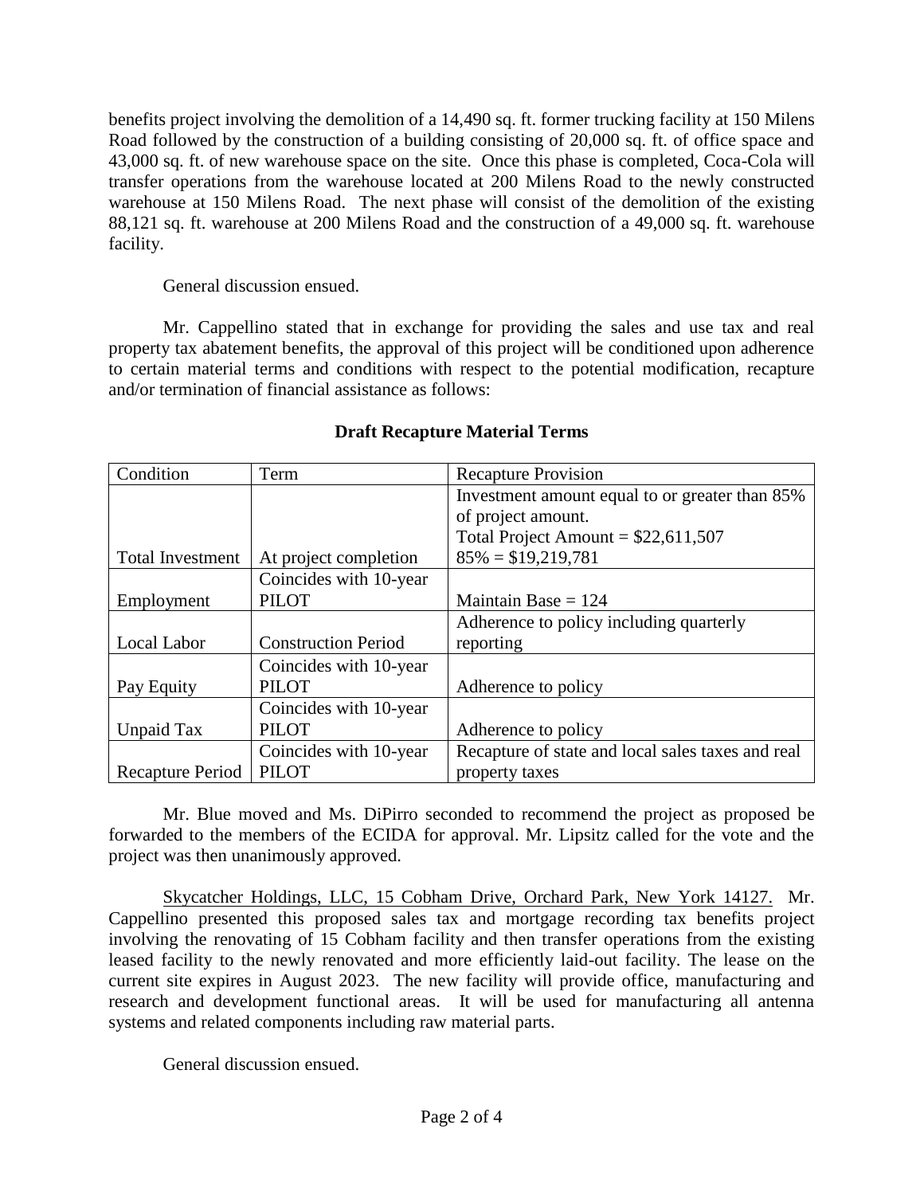benefits project involving the demolition of a 14,490 sq. ft. former trucking facility at 150 Milens Road followed by the construction of a building consisting of 20,000 sq. ft. of office space and 43,000 sq. ft. of new warehouse space on the site. Once this phase is completed, Coca-Cola will transfer operations from the warehouse located at 200 Milens Road to the newly constructed warehouse at 150 Milens Road. The next phase will consist of the demolition of the existing 88,121 sq. ft. warehouse at 200 Milens Road and the construction of a 49,000 sq. ft. warehouse facility.

General discussion ensued.

Mr. Cappellino stated that in exchange for providing the sales and use tax and real property tax abatement benefits, the approval of this project will be conditioned upon adherence to certain material terms and conditions with respect to the potential modification, recapture and/or termination of financial assistance as follows:

**Draft Recapture Material Terms**

| Condition | Term | Recapture Provision |
|---|---|---|
| Total Investment | At project completion | Investment amount equal to or greater than 85% of project amount. Total Project Amount = $22,611,507 85% = $19,219,781 |
| Employment | Coincides with 10-year PILOT | Maintain Base = 124 |
| Local Labor | Construction Period | Adherence to policy including quarterly reporting |
| Pay Equity | Coincides with 10-year PILOT | Adherence to policy |
| Unpaid Tax | Coincides with 10-year PILOT | Adherence to policy |
| Recapture Period | Coincides with 10-year PILOT | Recapture of state and local sales taxes and real property taxes |

Mr. Blue moved and Ms. DiPirro seconded to recommend the project as proposed be forwarded to the members of the ECIDA for approval. Mr. Lipsitz called for the vote and the project was then unanimously approved.

Skycatcher Holdings, LLC, 15 Cobham Drive, Orchard Park, New York 14127. Mr. Cappellino presented this proposed sales tax and mortgage recording tax benefits project involving the renovating of 15 Cobham facility and then transfer operations from the existing leased facility to the newly renovated and more efficiently laid-out facility. The lease on the current site expires in August 2023. The new facility will provide office, manufacturing and research and development functional areas. It will be used for manufacturing all antenna systems and related components including raw material parts.

General discussion ensued.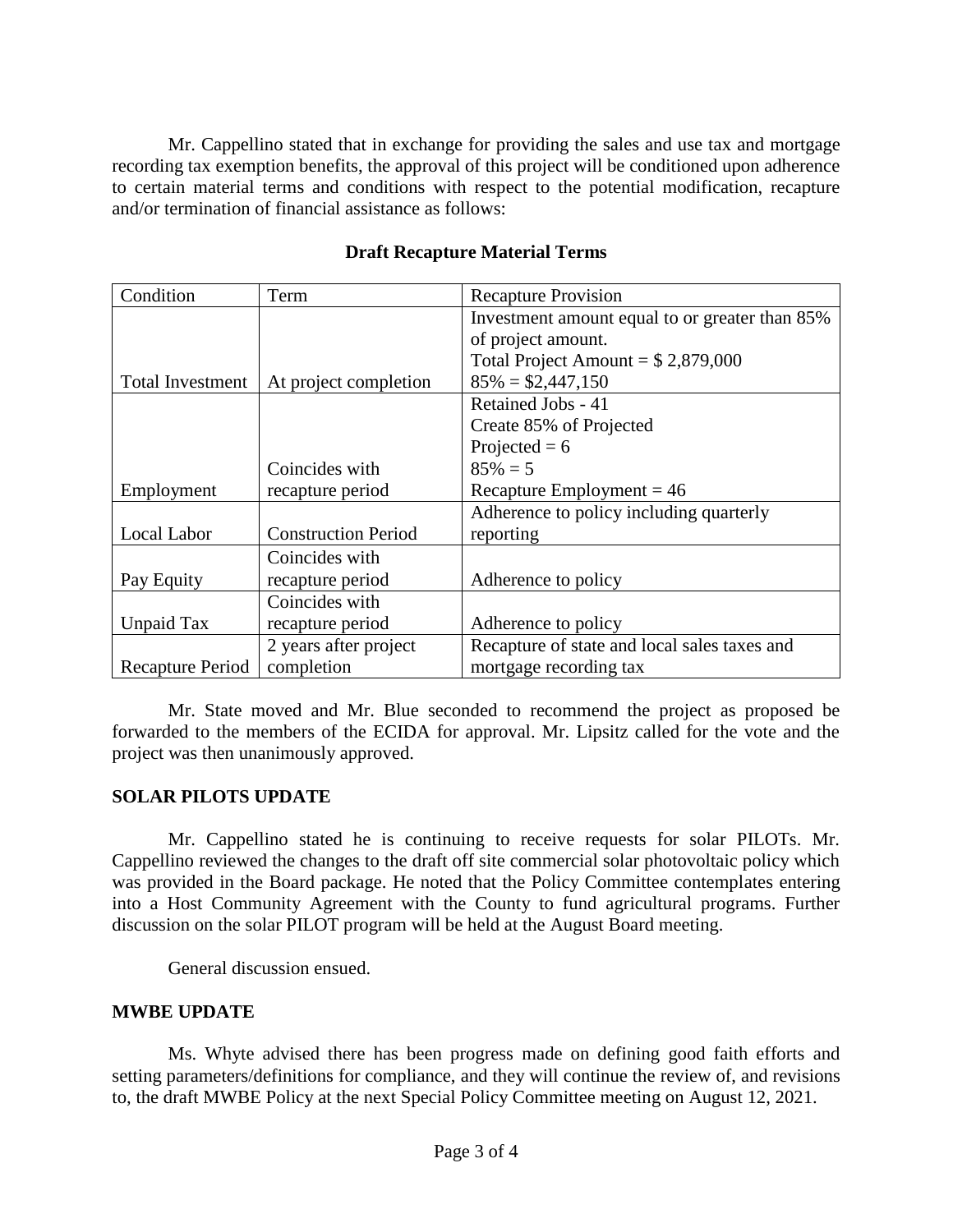Mr. Cappellino stated that in exchange for providing the sales and use tax and mortgage recording tax exemption benefits, the approval of this project will be conditioned upon adherence to certain material terms and conditions with respect to the potential modification, recapture and/or termination of financial assistance as follows:

**Draft Recapture Material Terms**

| Condition | Term | Recapture Provision |
| --- | --- | --- |
| Total Investment | At project completion | Investment amount equal to or greater than 85% of project amount. Total Project Amount = $ 2,879,000 85% = $2,447,150 |
| Employment | Coincides with recapture period | Retained Jobs - 41 Create 85% of Projected Projected = 6 85% = 5 Recapture Employment = 46 |
| Local Labor | Construction Period | Adherence to policy including quarterly reporting |
| Pay Equity | Coincides with recapture period | Adherence to policy |
| Unpaid Tax | Coincides with recapture period | Adherence to policy |
| Recapture Period | 2 years after project completion | Recapture of state and local sales taxes and mortgage recording tax |

Mr. State moved and Mr. Blue seconded to recommend the project as proposed be forwarded to the members of the ECIDA for approval. Mr. Lipsitz called for the vote and the project was then unanimously approved.

**SOLAR PILOTS UPDATE**

Mr. Cappellino stated he is continuing to receive requests for solar PILOTs. Mr. Cappellino reviewed the changes to the draft off site commercial solar photovoltaic policy which was provided in the Board package. He noted that the Policy Committee contemplates entering into a Host Community Agreement with the County to fund agricultural programs. Further discussion on the solar PILOT program will be held at the August Board meeting.

General discussion ensued.

**MWBE UPDATE**

Ms. Whyte advised there has been progress made on defining good faith efforts and setting parameters/definitions for compliance, and they will continue the review of, and revisions to, the draft MWBE Policy at the next Special Policy Committee meeting on August 12, 2021.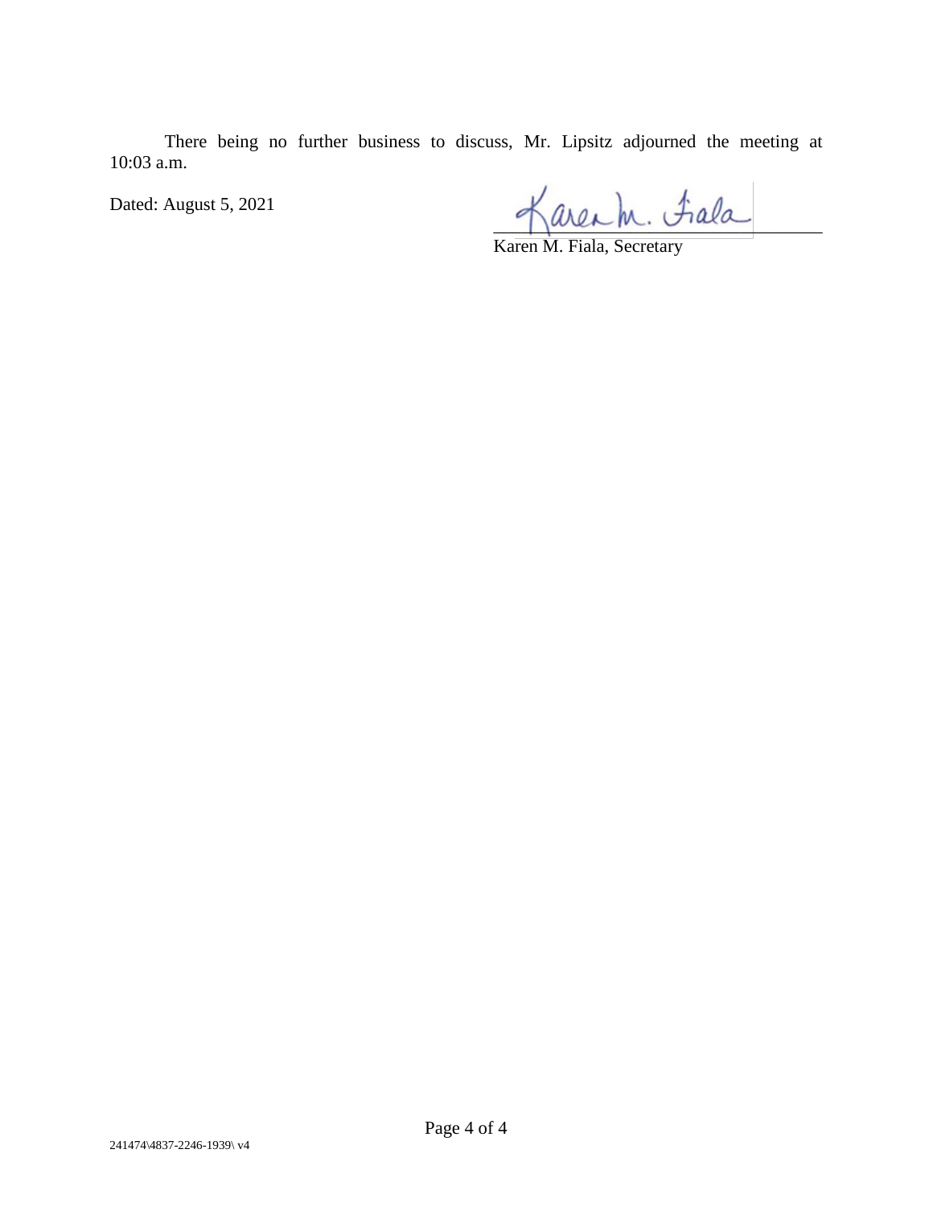There being no further business to discuss, Mr. Lipsitz adjourned the meeting at 10:03 a.m.

Dated: August 5, 2021

Karen M. Fiala

Karen M. Fiala, Secretary

241474\4837-2246-1939\ v4